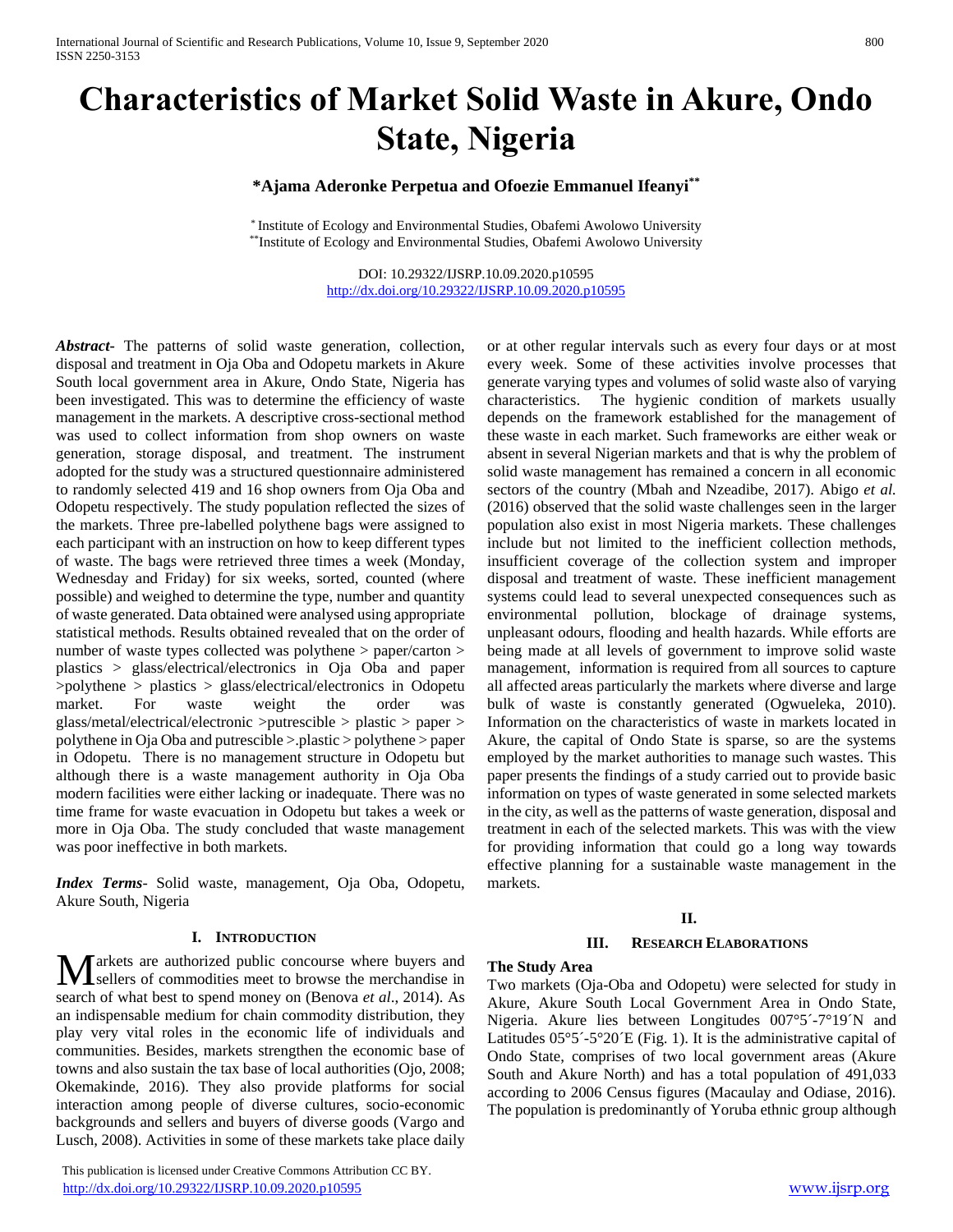// Page 1 of 7 — document c188819e504f

# Characteristics of Market Solid Waste in Akure, Ondo State, Nigeria

**\*Ajama Aderonke Perpetua and Ofoezie Emmanuel Ifeanyi[\*\*]**

[\*] Institute of Ecology and Environmental Studies, Obafemi Awolowo University
[\*\*]Institute of Ecology and Environmental Studies, Obafemi Awolowo University

DOI: 10.29322/IJSRP.10.09.2020.p10595
http://dx.doi.org/10.29322/IJSRP.10.09.2020.p10595

***Abstract***- The patterns of solid waste generation, collection, disposal and treatment in Oja Oba and Odopetu markets in Akure South local government area in Akure, Ondo State, Nigeria has been investigated. This was to determine the efficiency of waste management in the markets. A descriptive cross-sectional method was used to collect information from shop owners on waste generation, storage disposal, and treatment. The instrument adopted for the study was a structured questionnaire administered to randomly selected 419 and 16 shop owners from Oja Oba and Odopetu respectively. The study population reflected the sizes of the markets. Three pre-labelled polythene bags were assigned to each participant with an instruction on how to keep different types of waste. The bags were retrieved three times a week (Monday, Wednesday and Friday) for six weeks, sorted, counted (where possible) and weighed to determine the type, number and quantity of waste generated. Data obtained were analysed using appropriate statistical methods. Results obtained revealed that on the order of number of waste types collected was polythene > paper/carton > plastics > glass/electrical/electronics in Oja Oba and paper >polythene > plastics > glass/electrical/electronics in Odopetu market. For waste weight the order was glass/metal/electrical/electronic >putrescible > plastic > paper > polythene in Oja Oba and putrescible >.plastic > polythene > paper in Odopetu. There is no management structure in Odopetu but although there is a waste management authority in Oja Oba modern facilities were either lacking or inadequate. There was no time frame for waste evacuation in Odopetu but takes a week or more in Oja Oba. The study concluded that waste management was poor ineffective in both markets.

***Index Terms***- Solid waste, management, Oja Oba, Odopetu, Akure South, Nigeria

## I. Introduction

Markets are authorized public concourse where buyers and sellers of commodities meet to browse the merchandise in search of what best to spend money on (Benova *et al*., 2014). As an indispensable medium for chain commodity distribution, they play very vital roles in the economic life of individuals and communities. Besides, markets strengthen the economic base of towns and also sustain the tax base of local authorities (Ojo, 2008; Okemakinde, 2016). They also provide platforms for social interaction among people of diverse cultures, socio-economic backgrounds and sellers and buyers of diverse goods (Vargo and Lusch, 2008). Activities in some of these markets take place daily or at other regular intervals such as every four days or at most every week. Some of these activities involve processes that generate varying types and volumes of solid waste also of varying characteristics. The hygienic condition of markets usually depends on the framework established for the management of these waste in each market. Such frameworks are either weak or absent in several Nigerian markets and that is why the problem of solid waste management has remained a concern in all economic sectors of the country (Mbah and Nzeadibe, 2017). Abigo *et al.* (2016) observed that the solid waste challenges seen in the larger population also exist in most Nigeria markets. These challenges include but not limited to the inefficient collection methods, insufficient coverage of the collection system and improper disposal and treatment of waste. These inefficient management systems could lead to several unexpected consequences such as environmental pollution, blockage of drainage systems, unpleasant odours, flooding and health hazards. While efforts are being made at all levels of government to improve solid waste management, information is required from all sources to capture all affected areas particularly the markets where diverse and large bulk of waste is constantly generated (Ogwueleka, 2010). Information on the characteristics of waste in markets located in Akure, the capital of Ondo State is sparse, so are the systems employed by the market authorities to manage such wastes. This paper presents the findings of a study carried out to provide basic information on types of waste generated in some selected markets in the city, as well as the patterns of waste generation, disposal and treatment in each of the selected markets. This was with the view for providing information that could go a long way towards effective planning for a sustainable waste management in the markets.

## II.

## III. Research Elaborations

### The Study Area

Two markets (Oja-Oba and Odopetu) were selected for study in Akure, Akure South Local Government Area in Ondo State, Nigeria. Akure lies between Longitudes 007°5´-7°19´N and Latitudes 05°5´-5°20´E (Fig. 1). It is the administrative capital of Ondo State, comprises of two local government areas (Akure South and Akure North) and has a total population of 491,033 according to 2006 Census figures (Macaulay and Odiase, 2016). The population is predominantly of Yoruba ethnic group although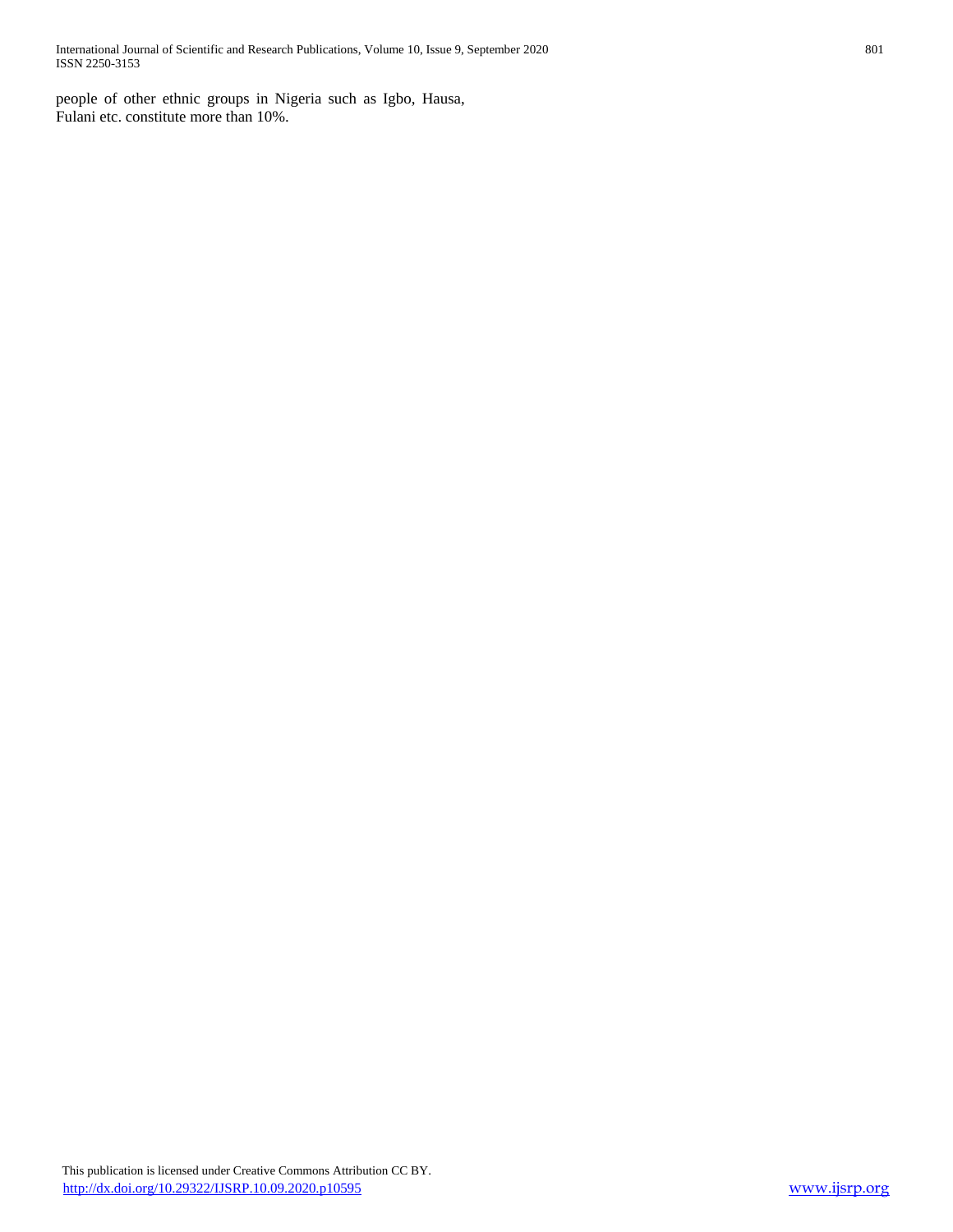people of other ethnic groups in Nigeria such as Igbo, Hausa, Fulani etc. constitute more than 10%.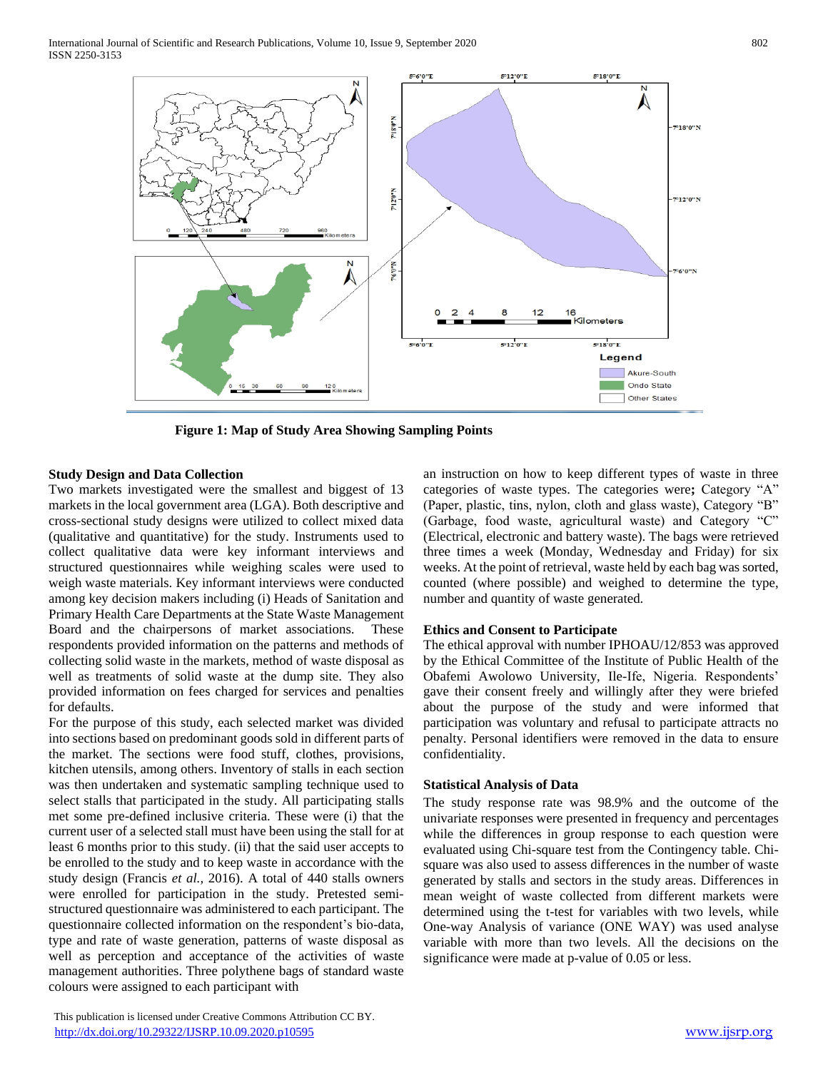**Figure 1: Map of Study Area Showing Sampling Points**

### Study Design and Data Collection

Two markets investigated were the smallest and biggest of 13 markets in the local government area (LGA). Both descriptive and cross-sectional study designs were utilized to collect mixed data (qualitative and quantitative) for the study. Instruments used to collect qualitative data were key informant interviews and structured questionnaires while weighing scales were used to weigh waste materials. Key informant interviews were conducted among key decision makers including (i) Heads of Sanitation and Primary Health Care Departments at the State Waste Management Board and the chairpersons of market associations. These respondents provided information on the patterns and methods of collecting solid waste in the markets, method of waste disposal as well as treatments of solid waste at the dump site. They also provided information on fees charged for services and penalties for defaults.

For the purpose of this study, each selected market was divided into sections based on predominant goods sold in different parts of the market. The sections were food stuff, clothes, provisions, kitchen utensils, among others. Inventory of stalls in each section was then undertaken and systematic sampling technique used to select stalls that participated in the study. All participating stalls met some pre-defined inclusive criteria. These were (i) that the current user of a selected stall must have been using the stall for at least 6 months prior to this study. (ii) that the said user accepts to be enrolled to the study and to keep waste in accordance with the study design (Francis *et al.,* 2016). A total of 440 stalls owners were enrolled for participation in the study. Pretested semi-structured questionnaire was administered to each participant. The questionnaire collected information on the respondent's bio-data, type and rate of waste generation, patterns of waste disposal as well as perception and acceptance of the activities of waste management authorities. Three polythene bags of standard waste colours were assigned to each participant with an instruction on how to keep different types of waste in three categories of waste types. The categories were**;** Category "A" (Paper, plastic, tins, nylon, cloth and glass waste), Category "B" (Garbage, food waste, agricultural waste) and Category "C" (Electrical, electronic and battery waste). The bags were retrieved three times a week (Monday, Wednesday and Friday) for six weeks. At the point of retrieval, waste held by each bag was sorted, counted (where possible) and weighed to determine the type, number and quantity of waste generated.

### Ethics and Consent to Participate

The ethical approval with number IPHOAU/12/853 was approved by the Ethical Committee of the Institute of Public Health of the Obafemi Awolowo University, Ile-Ife, Nigeria. Respondents' gave their consent freely and willingly after they were briefed about the purpose of the study and were informed that participation was voluntary and refusal to participate attracts no penalty. Personal identifiers were removed in the data to ensure confidentiality.

### Statistical Analysis of Data

The study response rate was 98.9% and the outcome of the univariate responses were presented in frequency and percentages while the differences in group response to each question were evaluated using Chi-square test from the Contingency table. Chi-square was also used to assess differences in the number of waste generated by stalls and sectors in the study areas. Differences in mean weight of waste collected from different markets were determined using the t-test for variables with two levels, while One-way Analysis of variance (ONE WAY) was used analyse variable with more than two levels. All the decisions on the significance were made at p-value of 0.05 or less.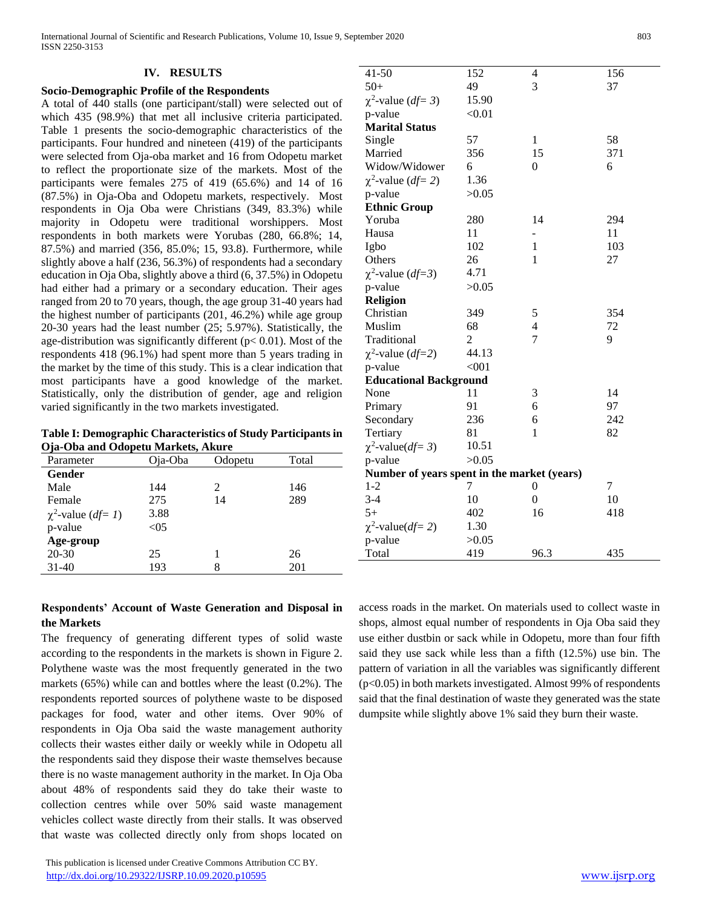## IV. RESULTS

### Socio-Demographic Profile of the Respondents

A total of 440 stalls (one participant/stall) were selected out of which 435 (98.9%) that met all inclusive criteria participated. Table 1 presents the socio-demographic characteristics of the participants. Four hundred and nineteen (419) of the participants were selected from Oja-oba market and 16 from Odopetu market to reflect the proportionate size of the markets. Most of the participants were females 275 of 419 (65.6%) and 14 of 16 (87.5%) in Oja-Oba and Odopetu markets, respectively. Most respondents in Oja Oba were Christians (349, 83.3%) while majority in Odopetu were traditional worshippers. Most respondents in both markets were Yorubas (280, 66.8%; 14, 87.5%) and married (356, 85.0%; 15, 93.8). Furthermore, while slightly above a half (236, 56.3%) of respondents had a secondary education in Oja Oba, slightly above a third (6, 37.5%) in Odopetu had either had a primary or a secondary education. Their ages ranged from 20 to 70 years, though, the age group 31-40 years had the highest number of participants (201, 46.2%) while age group 20-30 years had the least number (25; 5.97%). Statistically, the age-distribution was significantly different ($p< 0.01$). Most of the respondents 418 (96.1%) had spent more than 5 years trading in the market by the time of this study. This is a clear indication that most participants have a good knowledge of the market. Statistically, only the distribution of gender, age and religion varied significantly in the two markets investigated.

**Table I: Demographic Characteristics of Study Participants in Oja-Oba and Odopetu Markets, Akure**

| Parameter | Oja-Oba | Odopetu | Total |
|---|---|---|---|
| **Gender** | | | |
| Male | 144 | 2 | 146 |
| Female | 275 | 14 | 289 |
| $\chi^2$-value (*df= 1*) | 3.88 | | |
| p-value | <05 | | |
| **Age-group** | | | |
| 20-30 | 25 | 1 | 26 |
| 31-40 | 193 | 8 | 201 |
| 41-50 | 152 | 4 | 156 |
| 50+ | 49 | 3 | 37 |
| $\chi^2$-value (*df= 3*) | 15.90 | | |
| p-value | <0.01 | | |
| **Marital Status** | | | |
| Single | 57 | 1 | 58 |
| Married | 356 | 15 | 371 |
| Widow/Widower | 6 | 0 | 6 |
| $\chi^2$-value (*df= 2*) | 1.36 | | |
| p-value | >0.05 | | |
| **Ethnic Group** | | | |
| Yoruba | 280 | 14 | 294 |
| Hausa | 11 | - | 11 |
| Igbo | 102 | 1 | 103 |
| Others | 26 | 1 | 27 |
| $\chi^2$-value (*df=3*) | 4.71 | | |
| p-value | >0.05 | | |
| **Religion** | | | |
| Christian | 349 | 5 | 354 |
| Muslim | 68 | 4 | 72 |
| Traditional | 2 | 7 | 9 |
| $\chi^2$-value (*df=2*) | 44.13 | | |
| p-value | <001 | | |
| **Educational Background** | | | |
| None | 11 | 3 | 14 |
| Primary | 91 | 6 | 97 |
| Secondary | 236 | 6 | 242 |
| Tertiary | 81 | 1 | 82 |
| $\chi^2$-value(*df= 3*) | 10.51 | | |
| p-value | >0.05 | | |
| **Number of years spent in the market (years)** | | | |
| 1-2 | 7 | 0 | 7 |
| 3-4 | 10 | 0 | 10 |
| 5+ | 402 | 16 | 418 |
| $\chi^2$-value(*df= 2*) | 1.30 | | |
| p-value | >0.05 | | |
| Total | 419 | 96.3 | 435 |

### Respondents' Account of Waste Generation and Disposal in the Markets

The frequency of generating different types of solid waste according to the respondents in the markets is shown in Figure 2. Polythene waste was the most frequently generated in the two markets (65%) while can and bottles where the least (0.2%). The respondents reported sources of polythene waste to be disposed packages for food, water and other items. Over 90% of respondents in Oja Oba said the waste management authority collects their wastes either daily or weekly while in Odopetu all the respondents said they dispose their waste themselves because there is no waste management authority in the market. In Oja Oba about 48% of respondents said they do take their waste to collection centres while over 50% said waste management vehicles collect waste directly from their stalls. It was observed that waste was collected directly only from shops located on access roads in the market. On materials used to collect waste in shops, almost equal number of respondents in Oja Oba said they use either dustbin or sack while in Odopetu, more than four fifth said they use sack while less than a fifth (12.5%) use bin. The pattern of variation in all the variables was significantly different ($p<0.05$) in both markets investigated. Almost 99% of respondents said that the final destination of waste they generated was the state dumpsite while slightly above 1% said they burn their waste.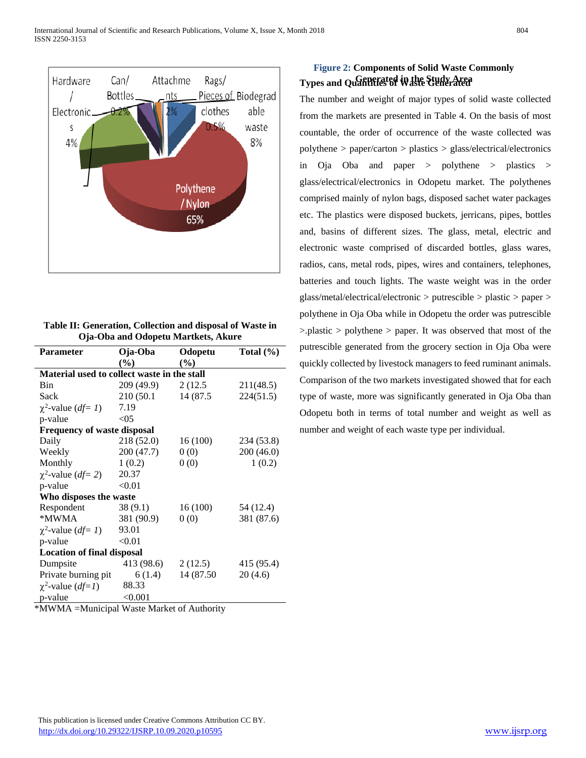Hardware / Electronics 4%

Can/ Bottles 0.2%

Attachments 2%

Rags/ Pieces of clothes 0.5%

Biodegradable waste 8%

Polythene / Nylon 65%

**Figure 2:** **Components of Solid Waste Commonly Generated in the Study Area**

**Table II: Generation, Collection and disposal of Waste in Oja-Oba and Odopetu Martkets, Akure**

| Parameter | Oja-Oba (%) | Odopetu (%) | Total (%) |
|---|---|---|---|
| **Material used to collect waste in the stall** | | | |
| Bin | 209 (49.9) | 2 (12.5 | 211(48.5) |
| Sack | 210 (50.1 | 14 (87.5 | 224(51.5) |
| $\chi^2$-value (*df= 1*) | 7.19 | | |
| p-value | <05 | | |
| **Frequency of waste disposal** | | | |
| Daily | 218 (52.0) | 16 (100) | 234 (53.8) |
| Weekly | 200 (47.7) | 0 (0) | 200 (46.0) |
| Monthly | 1 (0.2) | 0 (0) | 1 (0.2) |
| $\chi^2$-value (*df= 2*) | 20.37 | | |
| p-value | <0.01 | | |
| **Who disposes the waste** | | | |
| Respondent | 38 (9.1) | 16 (100) | 54 (12.4) |
| *MWMA | 381 (90.9) | 0 (0) | 381 (87.6) |
| $\chi^2$-value (*df= 1*) | 93.01 | | |
| p-value | <0.01 | | |
| **Location of final disposal** | | | |
| Dumpsite | 413 (98.6) | 2 (12.5) | 415 (95.4) |
| Private burning pit | 6 (1.4) | 14 (87.50 | 20 (4.6) |
| $\chi^2$-value (*df=1*) | 88.33 | | |
| p-value | <0.001 | | |

*MWMA =Municipal Waste Market of Authority

**Types and Quantities of Waste Generated**

The number and weight of major types of solid waste collected from the markets are presented in Table 4. On the basis of most countable, the order of occurrence of the waste collected was polythene > paper/carton > plastics > glass/electrical/electronics in Oja Oba and paper > polythene > plastics > glass/electrical/electronics in Odopetu market. The polythenes comprised mainly of nylon bags, disposed sachet water packages etc. The plastics were disposed buckets, jerricans, pipes, bottles and, basins of different sizes. The glass, metal, electric and electronic waste comprised of discarded bottles, glass wares, radios, cans, metal rods, pipes, wires and containers, telephones, batteries and touch lights. The waste weight was in the order glass/metal/electrical/electronic > putrescible > plastic > paper > polythene in Oja Oba while in Odopetu the order was putrescible >.plastic > polythene > paper. It was observed that most of the putrescible generated from the grocery section in Oja Oba were quickly collected by livestock managers to feed ruminant animals. Comparison of the two markets investigated showed that for each type of waste, more was significantly generated in Oja Oba than Odopetu both in terms of total number and weight as well as number and weight of each waste type per individual.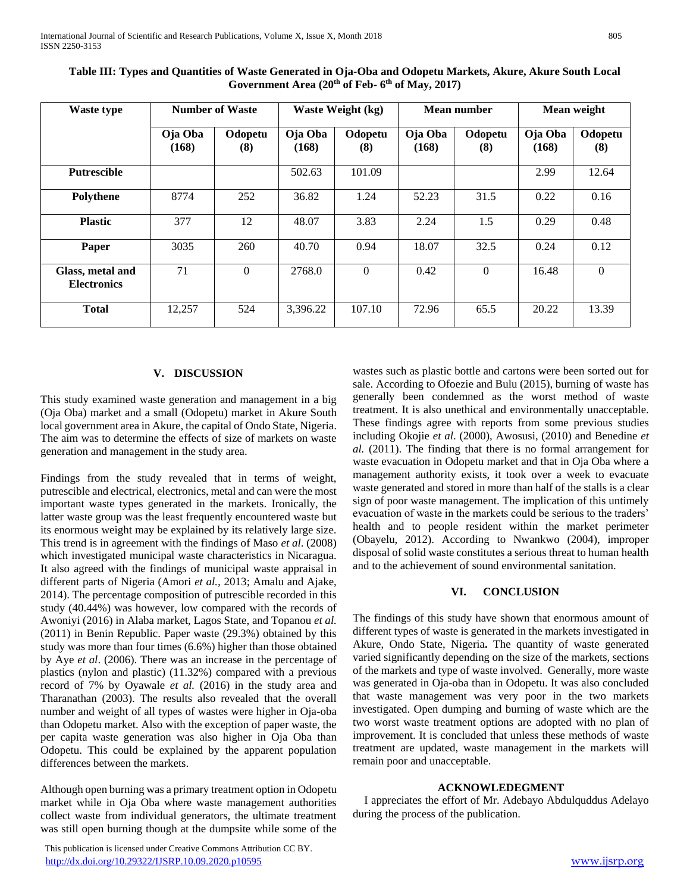**Table III: Types and Quantities of Waste Generated in Oja-Oba and Odopetu Markets, Akure, Akure South Local Government Area (20th of Feb- 6th of May, 2017)**

| Waste type | Number of Waste | | Waste Weight (kg) | | Mean number | | Mean weight | |
|---|---|---|---|---|---|---|---|---|
| | Oja Oba (168) | Odopetu (8) | Oja Oba (168) | Odopetu (8) | Oja Oba (168) | Odopetu (8) | Oja Oba (168) | Odopetu (8) |
| **Putrescible** | | | 502.63 | 101.09 | | | 2.99 | 12.64 |
| **Polythene** | 8774 | 252 | 36.82 | 1.24 | 52.23 | 31.5 | 0.22 | 0.16 |
| **Plastic** | 377 | 12 | 48.07 | 3.83 | 2.24 | 1.5 | 0.29 | 0.48 |
| **Paper** | 3035 | 260 | 40.70 | 0.94 | 18.07 | 32.5 | 0.24 | 0.12 |
| **Glass, metal and Electronics** | 71 | 0 | 2768.0 | 0 | 0.42 | 0 | 16.48 | 0 |
| **Total** | 12,257 | 524 | 3,396.22 | 107.10 | 72.96 | 65.5 | 20.22 | 13.39 |

## V. DISCUSSION

This study examined waste generation and management in a big (Oja Oba) market and a small (Odopetu) market in Akure South local government area in Akure, the capital of Ondo State, Nigeria. The aim was to determine the effects of size of markets on waste generation and management in the study area.

Findings from the study revealed that in terms of weight, putrescible and electrical, electronics, metal and can were the most important waste types generated in the markets. Ironically, the latter waste group was the least frequently encountered waste but its enormous weight may be explained by its relatively large size. This trend is in agreement with the findings of Maso *et al*. (2008) which investigated municipal waste characteristics in Nicaragua. It also agreed with the findings of municipal waste appraisal in different parts of Nigeria (Amori *et al.,* 2013; Amalu and Ajake, 2014). The percentage composition of putrescible recorded in this study (40.44%) was however, low compared with the records of Awoniyi (2016) in Alaba market, Lagos State, and Topanou *et al.* (2011) in Benin Republic. Paper waste (29.3%) obtained by this study was more than four times (6.6%) higher than those obtained by Aye *et al*. (2006). There was an increase in the percentage of plastics (nylon and plastic) (11.32%) compared with a previous record of 7% by Oyawale *et al.* (2016) in the study area and Tharanathan (2003). The results also revealed that the overall number and weight of all types of wastes were higher in Oja-oba than Odopetu market. Also with the exception of paper waste, the per capita waste generation was also higher in Oja Oba than Odopetu. This could be explained by the apparent population differences between the markets.

Although open burning was a primary treatment option in Odopetu market while in Oja Oba where waste management authorities collect waste from individual generators, the ultimate treatment was still open burning though at the dumpsite while some of the wastes such as plastic bottle and cartons were been sorted out for sale. According to Ofoezie and Bulu (2015), burning of waste has generally been condemned as the worst method of waste treatment. It is also unethical and environmentally unacceptable. These findings agree with reports from some previous studies including Okojie *et al*. (2000), Awosusi, (2010) and Benedine *et al.* (2011). The finding that there is no formal arrangement for waste evacuation in Odopetu market and that in Oja Oba where a management authority exists, it took over a week to evacuate waste generated and stored in more than half of the stalls is a clear sign of poor waste management. The implication of this untimely evacuation of waste in the markets could be serious to the traders' health and to people resident within the market perimeter (Obayelu, 2012). According to Nwankwo (2004), improper disposal of solid waste constitutes a serious threat to human health and to the achievement of sound environmental sanitation.

## VI. CONCLUSION

The findings of this study have shown that enormous amount of different types of waste is generated in the markets investigated in Akure, Ondo State, Nigeria**.** The quantity of waste generated varied significantly depending on the size of the markets, sections of the markets and type of waste involved. Generally, more waste was generated in Oja-oba than in Odopetu. It was also concluded that waste management was very poor in the two markets investigated. Open dumping and burning of waste which are the two worst waste treatment options are adopted with no plan of improvement. It is concluded that unless these methods of waste treatment are updated, waste management in the markets will remain poor and unacceptable.

### ACKNOWLEDGEMENT

I appreciates the effort of Mr. Adebayo Abdulquddus Adelayo during the process of the publication.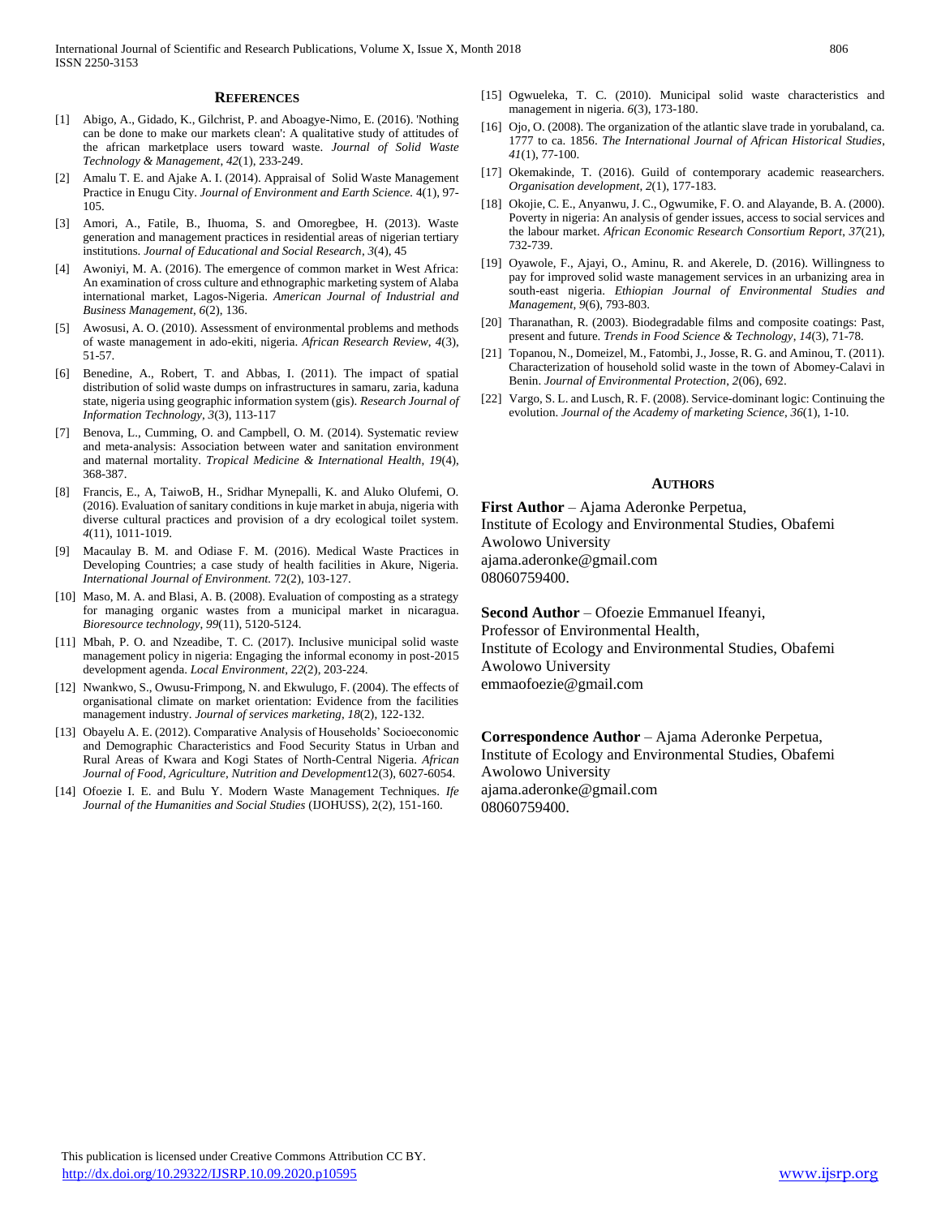## REFERENCES

[1] Abigo, A., Gidado, K., Gilchrist, P. and Aboagye-Nimo, E. (2016). 'Nothing can be done to make our markets clean': A qualitative study of attitudes of the african marketplace users toward waste. *Journal of Solid Waste Technology & Management*, *42*(1), 233-249.

[2] Amalu T. E. and Ajake A. I. (2014). Appraisal of Solid Waste Management Practice in Enugu City. *Journal of Environment and Earth Science.* 4(1), 97-105.

[3] Amori, A., Fatile, B., Ihuoma, S. and Omoregbee, H. (2013). Waste generation and management practices in residential areas of nigerian tertiary institutions. *Journal of Educational and Social Research*, *3*(4), 45

[4] Awoniyi, M. A. (2016). The emergence of common market in West Africa: An examination of cross culture and ethnographic marketing system of Alaba international market, Lagos-Nigeria. *American Journal of Industrial and Business Management*, *6*(2), 136.

[5] Awosusi, A. O. (2010). Assessment of environmental problems and methods of waste management in ado-ekiti, nigeria. *African Research Review*, *4*(3), 51-57.

[6] Benedine, A., Robert, T. and Abbas, I. (2011). The impact of spatial distribution of solid waste dumps on infrastructures in samaru, zaria, kaduna state, nigeria using geographic information system (gis). *Research Journal of Information Technology*, *3*(3), 113-117

[7] Benova, L., Cumming, O. and Campbell, O. M. (2014). Systematic review and meta-analysis: Association between water and sanitation environment and maternal mortality. *Tropical Medicine & International Health*, *19*(4), 368-387.

[8] Francis, E., A, TaiwoB, H., Sridhar Mynepalli, K. and Aluko Olufemi, O. (2016). Evaluation of sanitary conditions in kuje market in abuja, nigeria with diverse cultural practices and provision of a dry ecological toilet system. *4*(11), 1011-1019.

[9] Macaulay B. M. and Odiase F. M. (2016). Medical Waste Practices in Developing Countries; a case study of health facilities in Akure, Nigeria. *International Journal of Environment.* 72(2), 103-127.

[10] Maso, M. A. and Blasi, A. B. (2008). Evaluation of composting as a strategy for managing organic wastes from a municipal market in nicaragua. *Bioresource technology*, *99*(11), 5120-5124.

[11] Mbah, P. O. and Nzeadibe, T. C. (2017). Inclusive municipal solid waste management policy in nigeria: Engaging the informal economy in post-2015 development agenda. *Local Environment*, *22*(2), 203-224.

[12] Nwankwo, S., Owusu-Frimpong, N. and Ekwulugo, F. (2004). The effects of organisational climate on market orientation: Evidence from the facilities management industry. *Journal of services marketing*, *18*(2), 122-132.

[13] Obayelu A. E. (2012). Comparative Analysis of Households' Socioeconomic and Demographic Characteristics and Food Security Status in Urban and Rural Areas of Kwara and Kogi States of North-Central Nigeria. *African Journal of Food, Agriculture, Nutrition and Development*12(3), 6027-6054.

[14] Ofoezie I. E. and Bulu Y. Modern Waste Management Techniques. *Ife Journal of the Humanities and Social Studies* (IJOHUSS), 2(2), 151-160.

[15] Ogwueleka, T. C. (2010). Municipal solid waste characteristics and management in nigeria. *6*(3), 173-180.

[16] Ojo, O. (2008). The organization of the atlantic slave trade in yorubaland, ca. 1777 to ca. 1856. *The International Journal of African Historical Studies*, *41*(1), 77-100.

[17] Okemakinde, T. (2016). Guild of contemporary academic reasearchers. *Organisation development*, *2*(1), 177-183.

[18] Okojie, C. E., Anyanwu, J. C., Ogwumike, F. O. and Alayande, B. A. (2000). Poverty in nigeria: An analysis of gender issues, access to social services and the labour market. *African Economic Research Consortium Report*, *37*(21), 732-739.

[19] Oyawole, F., Ajayi, O., Aminu, R. and Akerele, D. (2016). Willingness to pay for improved solid waste management services in an urbanizing area in south-east nigeria. *Ethiopian Journal of Environmental Studies and Management*, *9*(6), 793-803.

[20] Tharanathan, R. (2003). Biodegradable films and composite coatings: Past, present and future. *Trends in Food Science & Technology*, *14*(3), 71-78.

[21] Topanou, N., Domeizel, M., Fatombi, J., Josse, R. G. and Aminou, T. (2011). Characterization of household solid waste in the town of Abomey-Calavi in Benin. *Journal of Environmental Protection*, *2*(06), 692.

[22] Vargo, S. L. and Lusch, R. F. (2008). Service-dominant logic: Continuing the evolution. *Journal of the Academy of marketing Science*, *36*(1), 1-10.

## AUTHORS

**First Author** – Ajama Aderonke Perpetua,
Institute of Ecology and Environmental Studies, Obafemi Awolowo University
ajama.aderonke@gmail.com
08060759400.

**Second Author** – Ofoezie Emmanuel Ifeanyi,
Professor of Environmental Health,
Institute of Ecology and Environmental Studies, Obafemi Awolowo University
emmaofoezie@gmail.com

**Correspondence Author** – Ajama Aderonke Perpetua,
Institute of Ecology and Environmental Studies, Obafemi Awolowo University
ajama.aderonke@gmail.com
08060759400.

This publication is licensed under Creative Commons Attribution CC BY.
http://dx.doi.org/10.29322/IJSRP.10.09.2020.p10595 www.ijsrp.org